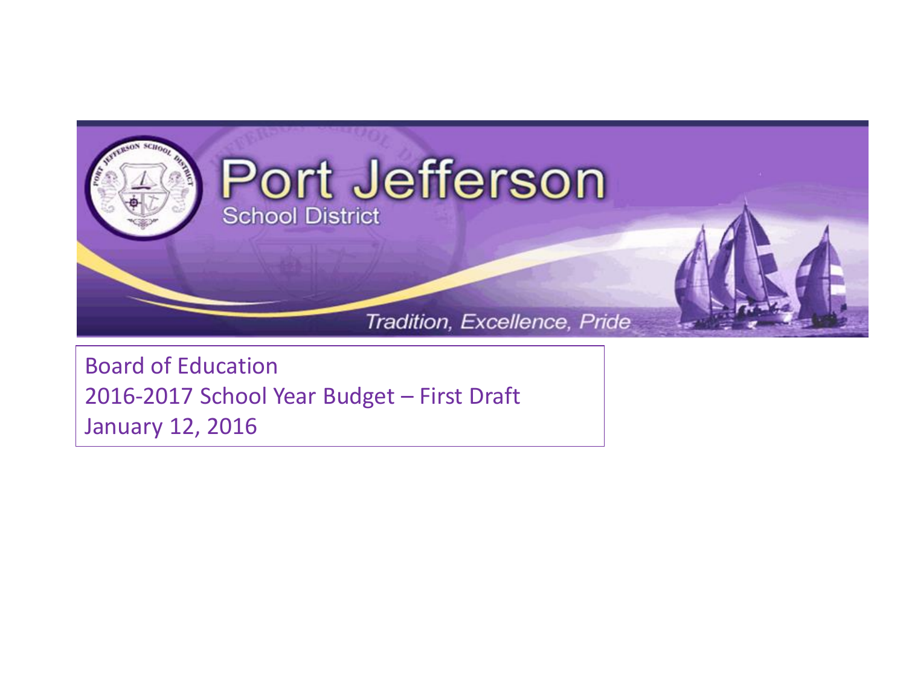# Port Jefferson

School District

*Tradition, Excellence, Pride*

Board of Education
2016-2017 School Year Budget – First Draft
January 12, 2016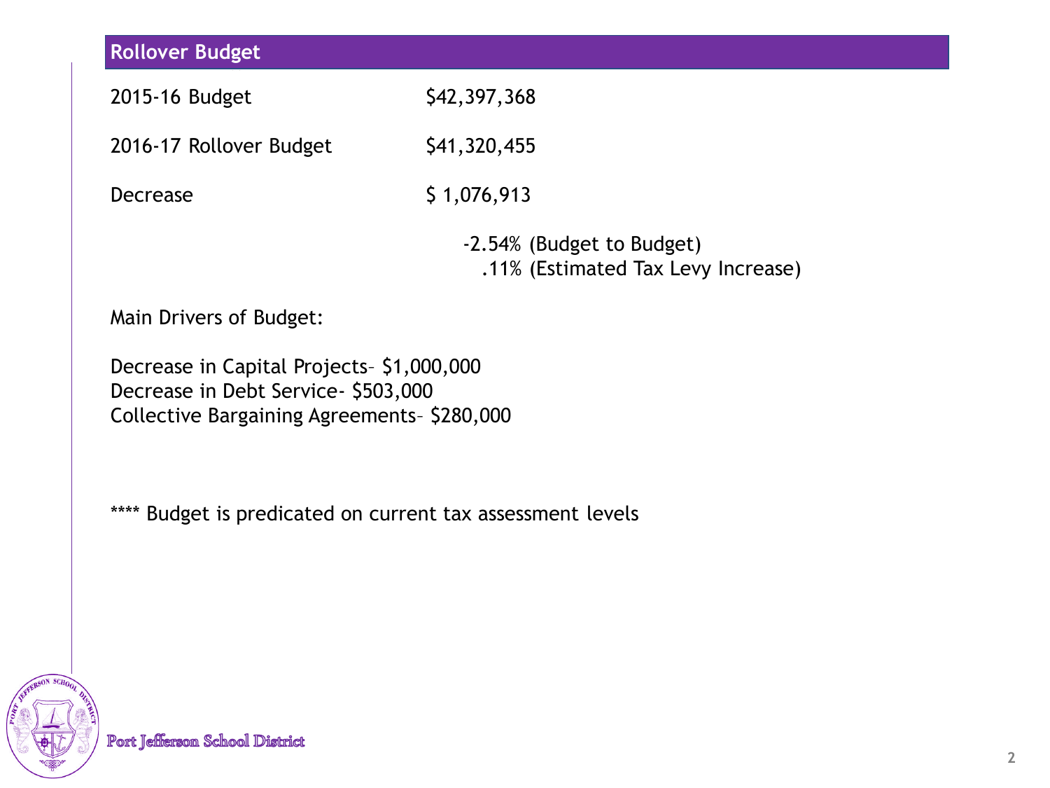## Rollover Budget

| | |
|---|---|
| 2015-16 Budget | $42,397,368 |
| 2016-17 Rollover Budget | $41,320,455 |
| Decrease | $ 1,076,913 |

-2.54% (Budget to Budget)
.11% (Estimated Tax Levy Increase)

Main Drivers of Budget:

Decrease in Capital Projects– $1,000,000
Decrease in Debt Service- $503,000
Collective Bargaining Agreements– $280,000

**** Budget is predicated on current tax assessment levels

Port Jefferson School District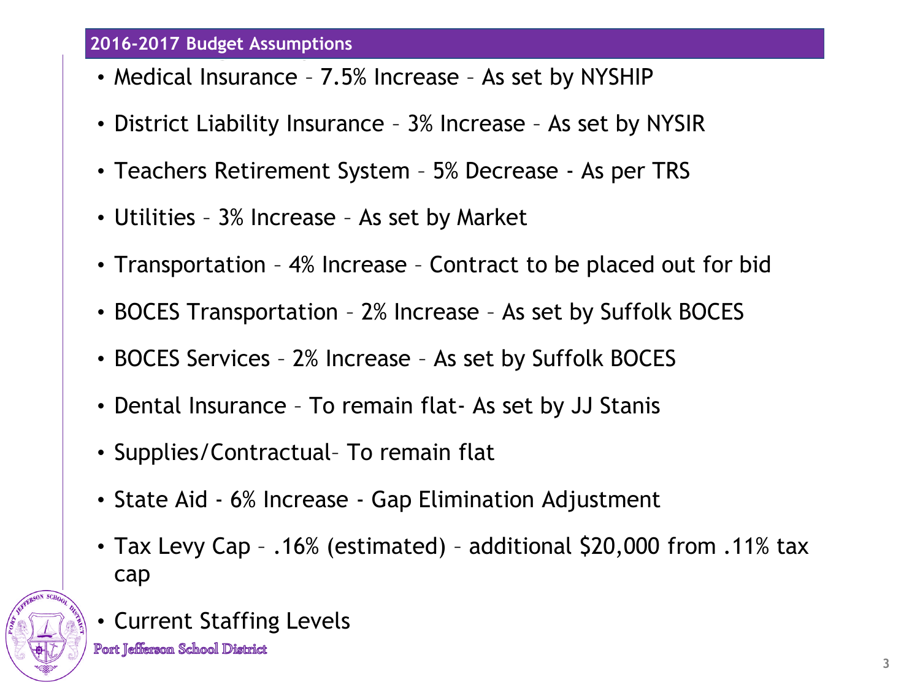## 2016-2017 Budget Assumptions

- Medical Insurance – 7.5% Increase – As set by NYSHIP
- District Liability Insurance – 3% Increase – As set by NYSIR
- Teachers Retirement System – 5% Decrease - As per TRS
- Utilities – 3% Increase – As set by Market
- Transportation – 4% Increase – Contract to be placed out for bid
- BOCES Transportation – 2% Increase – As set by Suffolk BOCES
- BOCES Services – 2% Increase – As set by Suffolk BOCES
- Dental Insurance – To remain flat- As set by JJ Stanis
- Supplies/Contractual– To remain flat
- State Aid - 6% Increase - Gap Elimination Adjustment
- Tax Levy Cap – .16% (estimated) – additional $20,000 from .11% tax cap
- Current Staffing Levels

Port Jefferson School District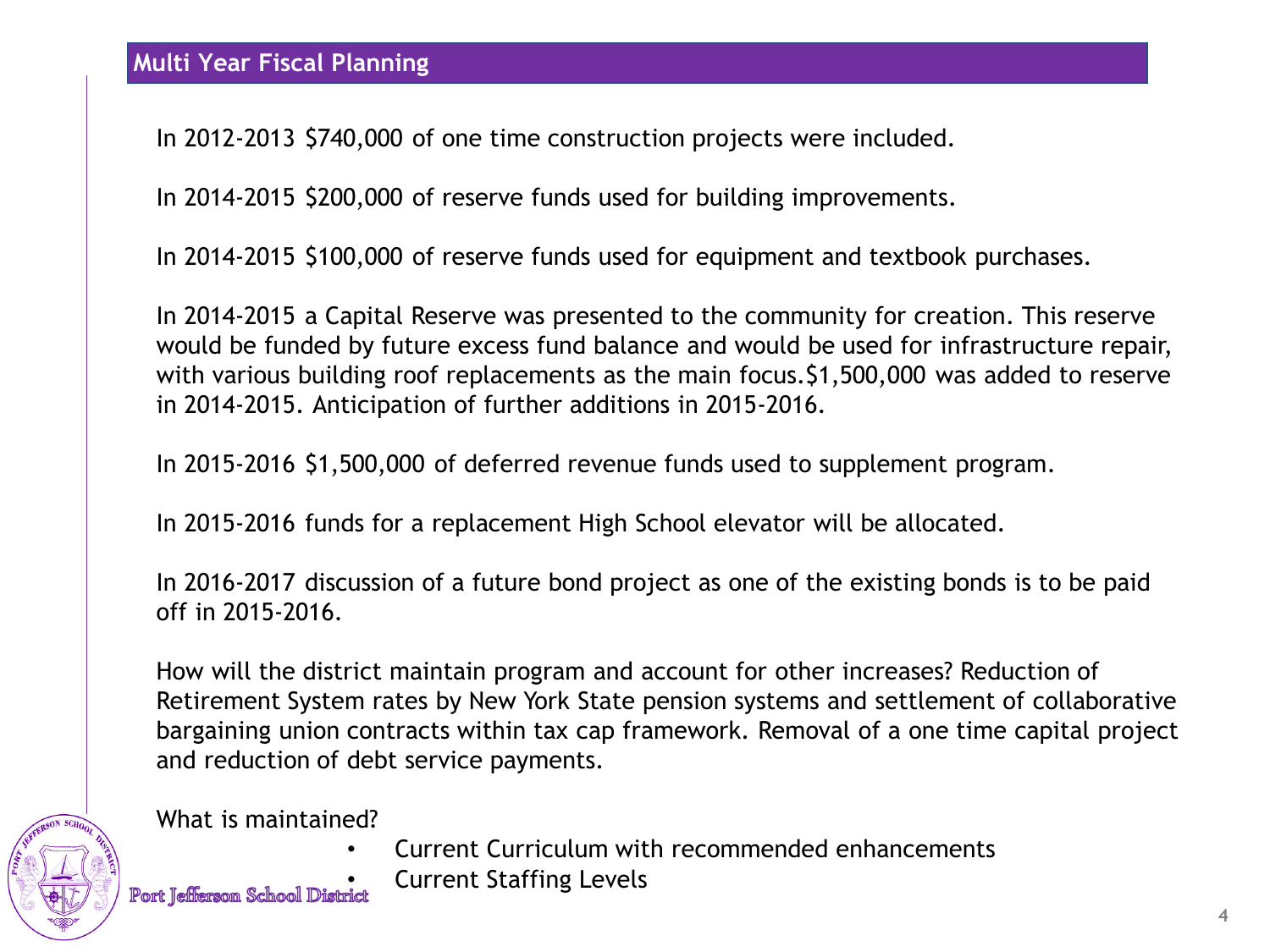## Multi Year Fiscal Planning

In 2012-2013 $740,000 of one time construction projects were included.

In 2014-2015 $200,000 of reserve funds used for building improvements.

In 2014-2015 $100,000 of reserve funds used for equipment and textbook purchases.

In 2014-2015 a Capital Reserve was presented to the community for creation. This reserve would be funded by future excess fund balance and would be used for infrastructure repair, with various building roof replacements as the main focus.$1,500,000 was added to reserve in 2014-2015. Anticipation of further additions in 2015-2016.

In 2015-2016 $1,500,000 of deferred revenue funds used to supplement program.

In 2015-2016 funds for a replacement High School elevator will be allocated.

In 2016-2017 discussion of a future bond project as one of the existing bonds is to be paid off in 2015-2016.

How will the district maintain program and account for other increases? Reduction of Retirement System rates by New York State pension systems and settlement of collaborative bargaining union contracts within tax cap framework. Removal of a one time capital project and reduction of debt service payments.

What is maintained?

- Current Curriculum with recommended enhancements
- Current Staffing Levels

Port Jefferson School District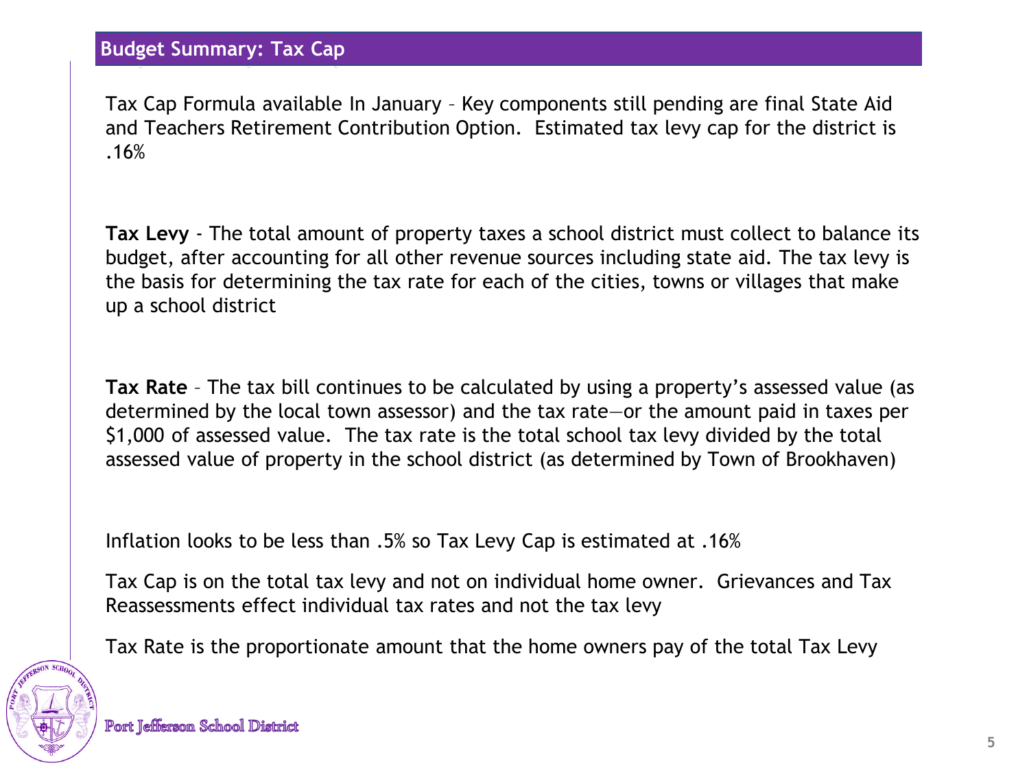## Budget Summary: Tax Cap

Tax Cap Formula available In January – Key components still pending are final State Aid and Teachers Retirement Contribution Option. Estimated tax levy cap for the district is .16%

**Tax Levy** - The total amount of property taxes a school district must collect to balance its budget, after accounting for all other revenue sources including state aid. The tax levy is the basis for determining the tax rate for each of the cities, towns or villages that make up a school district

**Tax Rate** – The tax bill continues to be calculated by using a property's assessed value (as determined by the local town assessor) and the tax rate—or the amount paid in taxes per $1,000 of assessed value. The tax rate is the total school tax levy divided by the total assessed value of property in the school district (as determined by Town of Brookhaven)

Inflation looks to be less than .5% so Tax Levy Cap is estimated at .16%

Tax Cap is on the total tax levy and not on individual home owner. Grievances and Tax Reassessments effect individual tax rates and not the tax levy

Tax Rate is the proportionate amount that the home owners pay of the total Tax Levy

Port Jefferson School District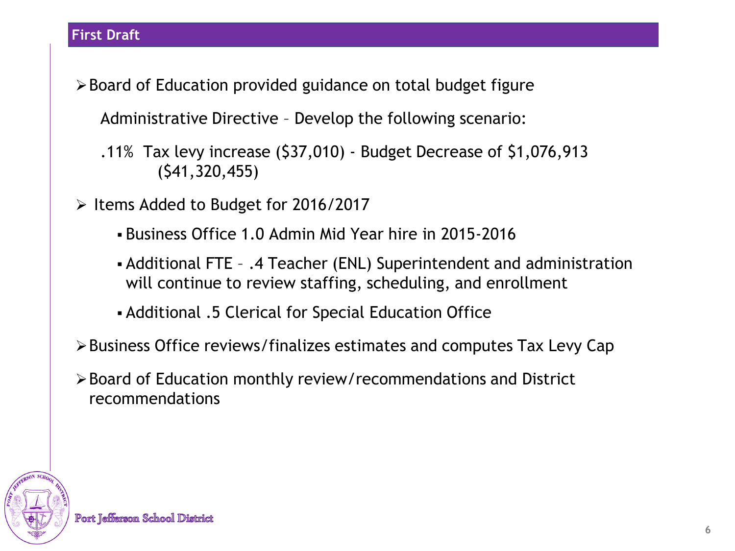## First Draft

- Board of Education provided guidance on total budget figure

  Administrative Directive – Develop the following scenario:

  .11% Tax levy increase ($37,010) - Budget Decrease of $1,076,913 ($41,320,455)

- Items Added to Budget for 2016/2017
  - Business Office 1.0 Admin Mid Year hire in 2015-2016
  - Additional FTE – .4 Teacher (ENL) Superintendent and administration will continue to review staffing, scheduling, and enrollment
  - Additional .5 Clerical for Special Education Office

- Business Office reviews/finalizes estimates and computes Tax Levy Cap

- Board of Education monthly review/recommendations and District recommendations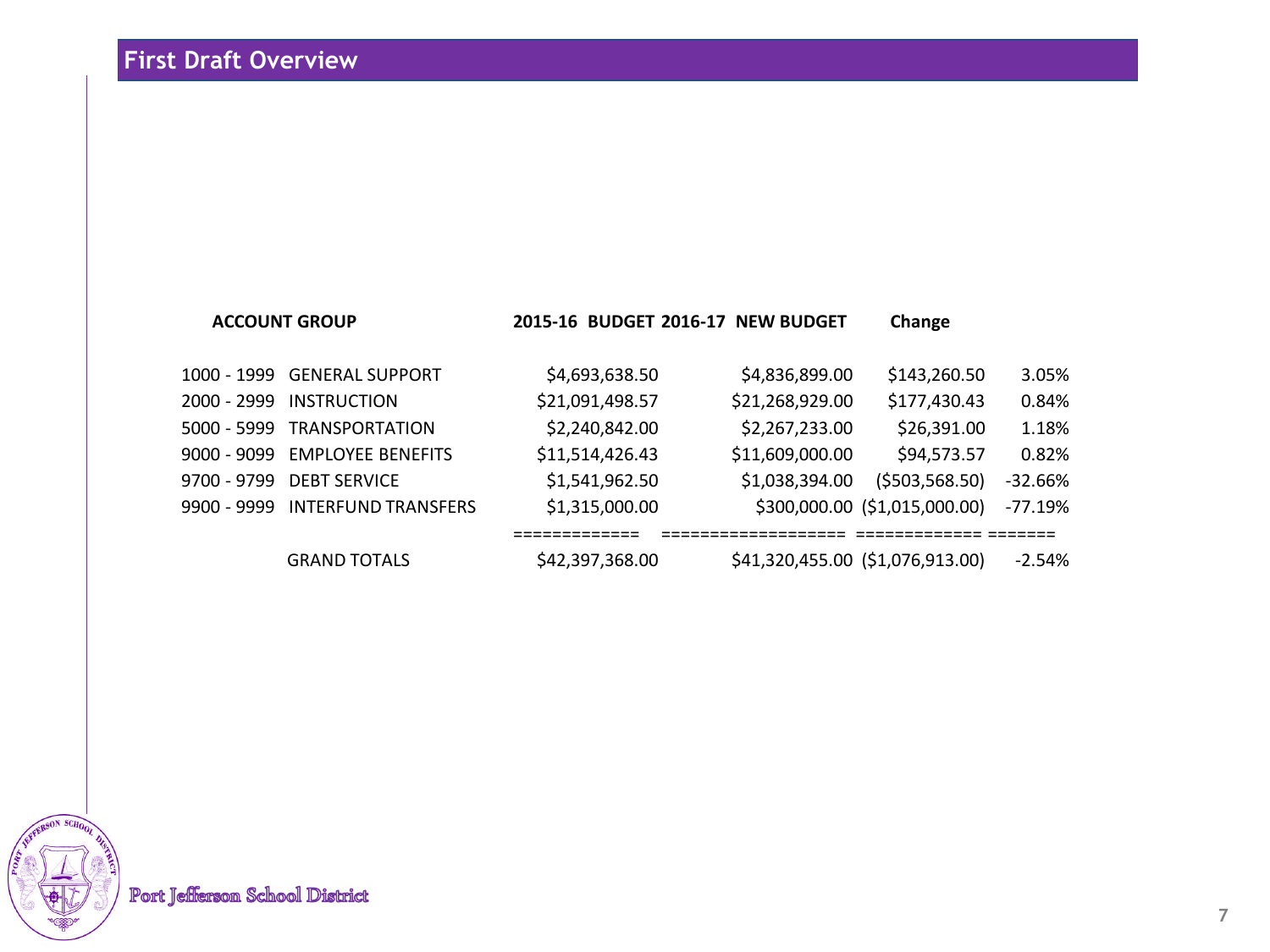## First Draft Overview

| ACCOUNT GROUP | | 2015-16 BUDGET | 2016-17 NEW BUDGET | Change | |
|---|---|---|---|---|---|
| 1000 - 1999 | GENERAL SUPPORT | $4,693,638.50 | $4,836,899.00 | $143,260.50 | 3.05% |
| 2000 - 2999 | INSTRUCTION | $21,091,498.57 | $21,268,929.00 | $177,430.43 | 0.84% |
| 5000 - 5999 | TRANSPORTATION | $2,240,842.00 | $2,267,233.00 | $26,391.00 | 1.18% |
| 9000 - 9099 | EMPLOYEE BENEFITS | $11,514,426.43 | $11,609,000.00 | $94,573.57 | 0.82% |
| 9700 - 9799 | DEBT SERVICE | $1,541,962.50 | $1,038,394.00 | ($503,568.50) | -32.66% |
| 9900 - 9999 | INTERFUND TRANSFERS | $1,315,000.00 | $300,000.00 | ($1,015,000.00) | -77.19% |
| | GRAND TOTALS | $42,397,368.00 | $41,320,455.00 | ($1,076,913.00) | -2.54% |

Port Jefferson School District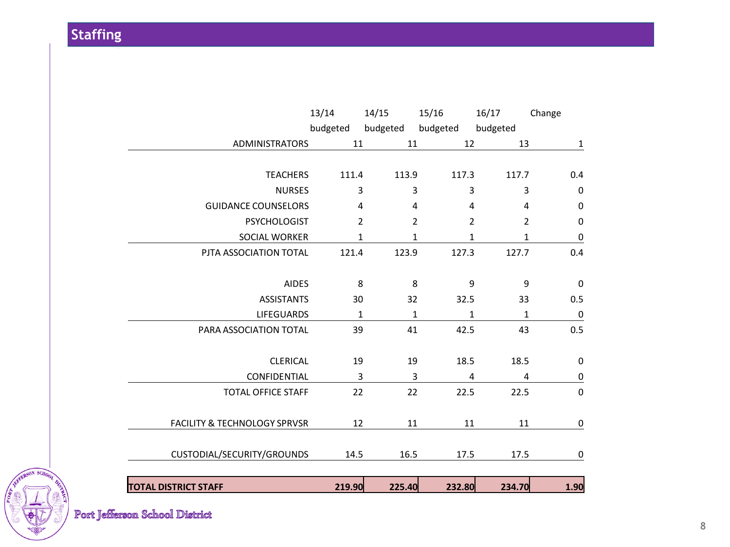## Staffing

| | 13/14 budgeted | 14/15 budgeted | 15/16 budgeted | 16/17 budgeted | Change |
|---|---|---|---|---|---|
| ADMINISTRATORS | 11 | 11 | 12 | 13 | 1 |
| TEACHERS | 111.4 | 113.9 | 117.3 | 117.7 | 0.4 |
| NURSES | 3 | 3 | 3 | 3 | 0 |
| GUIDANCE COUNSELORS | 4 | 4 | 4 | 4 | 0 |
| PSYCHOLOGIST | 2 | 2 | 2 | 2 | 0 |
| SOCIAL WORKER | 1 | 1 | 1 | 1 | 0 |
| PJTA ASSOCIATION TOTAL | 121.4 | 123.9 | 127.3 | 127.7 | 0.4 |
| AIDES | 8 | 8 | 9 | 9 | 0 |
| ASSISTANTS | 30 | 32 | 32.5 | 33 | 0.5 |
| LIFEGUARDS | 1 | 1 | 1 | 1 | 0 |
| PARA ASSOCIATION TOTAL | 39 | 41 | 42.5 | 43 | 0.5 |
| CLERICAL | 19 | 19 | 18.5 | 18.5 | 0 |
| CONFIDENTIAL | 3 | 3 | 4 | 4 | 0 |
| TOTAL OFFICE STAFF | 22 | 22 | 22.5 | 22.5 | 0 |
| FACILITY & TECHNOLOGY SPRVSR | 12 | 11 | 11 | 11 | 0 |
| CUSTODIAL/SECURITY/GROUNDS | 14.5 | 16.5 | 17.5 | 17.5 | 0 |
| **TOTAL DISTRICT STAFF** | **219.90** | **225.40** | **232.80** | **234.70** | **1.90** |

Port Jefferson School District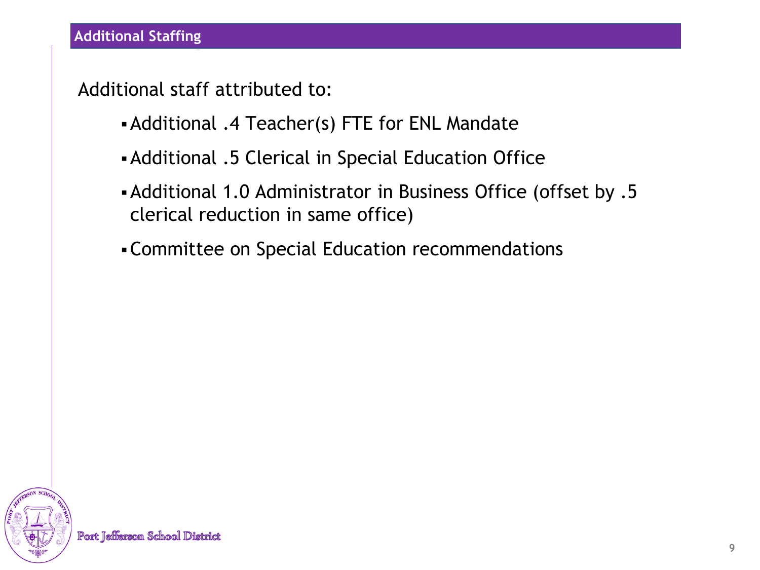## Additional Staffing

Additional staff attributed to:

- Additional .4 Teacher(s) FTE for ENL Mandate
- Additional .5 Clerical in Special Education Office
- Additional 1.0 Administrator in Business Office (offset by .5 clerical reduction in same office)
- Committee on Special Education recommendations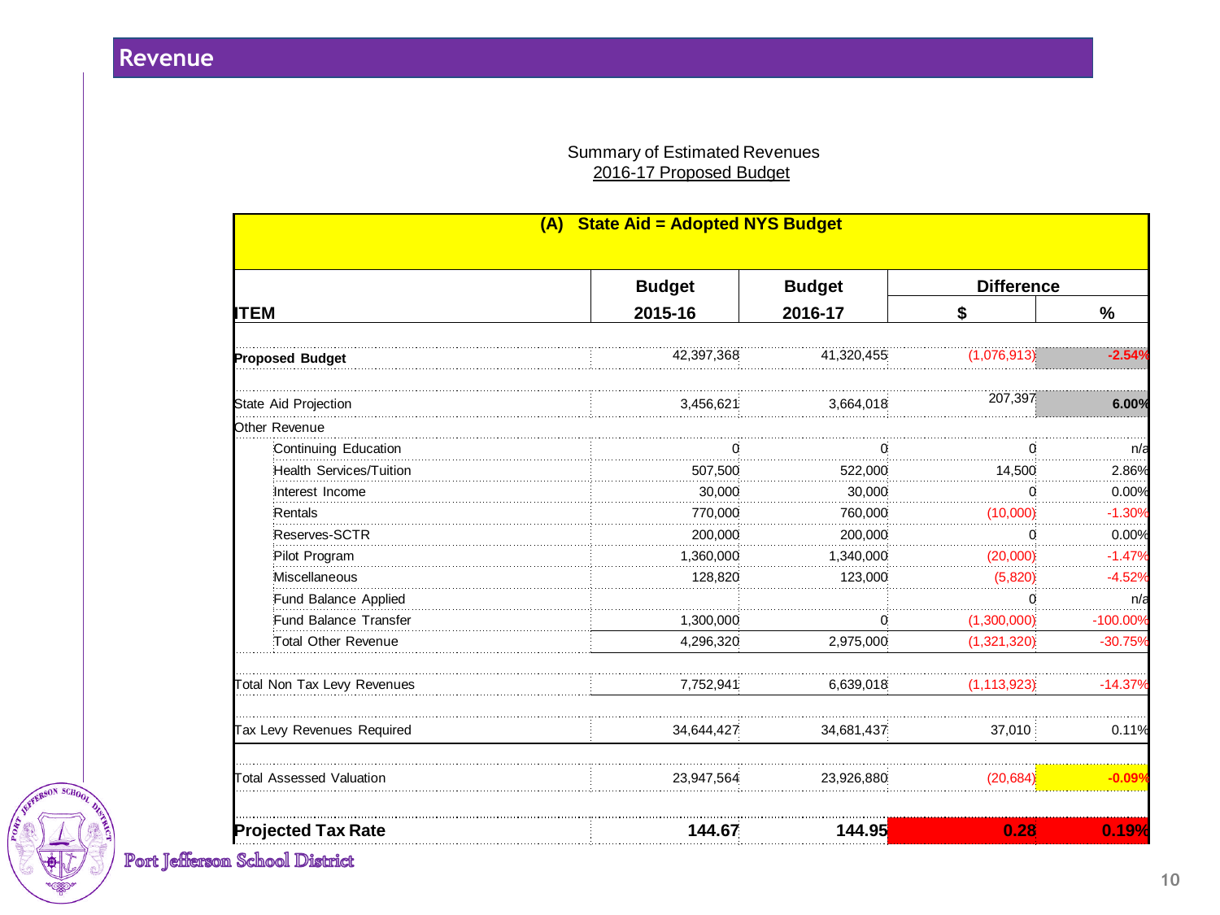# Revenue

Summary of Estimated Revenues
2016-17 Proposed Budget

| (A) State Aid = Adopted NYS Budget | | | | |
|---|---|---|---|---|
| | **Budget** | **Budget** | **Difference** | |
| **ITEM** | **2015-16** | **2016-17** | **$** | **%** |
| **Proposed Budget** | 42,397,368 | 41,320,455 | (1,076,913) | -2.54% |
| State Aid Projection | 3,456,621 | 3,664,018 | 207,397 | 6.00% |
| Other Revenue | | | | |
| Continuing Education | 0 | 0 | 0 | n/a |
| Health Services/Tuition | 507,500 | 522,000 | 14,500 | 2.86% |
| Interest Income | 30,000 | 30,000 | 0 | 0.00% |
| Rentals | 770,000 | 760,000 | (10,000) | -1.30% |
| Reserves-SCTR | 200,000 | 200,000 | 0 | 0.00% |
| Pilot Program | 1,360,000 | 1,340,000 | (20,000) | -1.47% |
| Miscellaneous | 128,820 | 123,000 | (5,820) | -4.52% |
| Fund Balance Applied | | | 0 | n/a |
| Fund Balance Transfer | 1,300,000 | 0 | (1,300,000) | -100.00% |
| Total Other Revenue | 4,296,320 | 2,975,000 | (1,321,320) | -30.75% |
| Total Non Tax Levy Revenues | 7,752,941 | 6,639,018 | (1,113,923) | -14.37% |
| Tax Levy Revenues Required | 34,644,427 | 34,681,437 | 37,010 | 0.11% |
| Total Assessed Valuation | 23,947,564 | 23,926,880 | (20,684) | -0.09% |
| **Projected Tax Rate** | **144.67** | **144.95** | **0.28** | **0.19%** |

Port Jefferson School District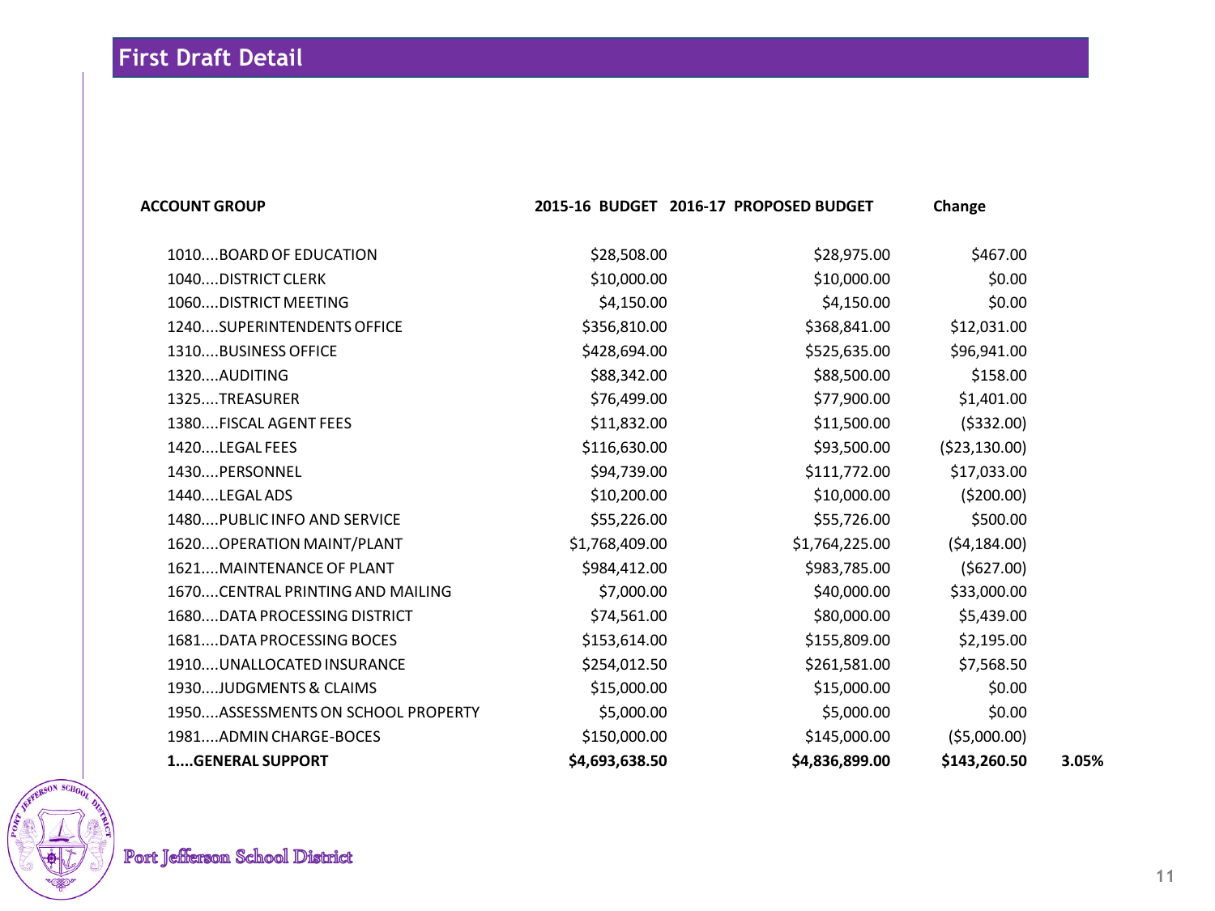# First Draft Detail

| ACCOUNT GROUP | 2015-16 BUDGET | 2016-17 PROPOSED BUDGET | Change | |
|---|---|---|---|---|
| 1010....BOARD OF EDUCATION | $28,508.00 | $28,975.00 | $467.00 | |
| 1040....DISTRICT CLERK | $10,000.00 | $10,000.00 | $0.00 | |
| 1060....DISTRICT MEETING | $4,150.00 | $4,150.00 | $0.00 | |
| 1240....SUPERINTENDENTS OFFICE | $356,810.00 | $368,841.00 | $12,031.00 | |
| 1310....BUSINESS OFFICE | $428,694.00 | $525,635.00 | $96,941.00 | |
| 1320....AUDITING | $88,342.00 | $88,500.00 | $158.00 | |
| 1325....TREASURER | $76,499.00 | $77,900.00 | $1,401.00 | |
| 1380....FISCAL AGENT FEES | $11,832.00 | $11,500.00 | ($332.00) | |
| 1420....LEGAL FEES | $116,630.00 | $93,500.00 | ($23,130.00) | |
| 1430....PERSONNEL | $94,739.00 | $111,772.00 | $17,033.00 | |
| 1440....LEGAL ADS | $10,200.00 | $10,000.00 | ($200.00) | |
| 1480....PUBLIC INFO AND SERVICE | $55,226.00 | $55,726.00 | $500.00 | |
| 1620....OPERATION MAINT/PLANT | $1,768,409.00 | $1,764,225.00 | ($4,184.00) | |
| 1621....MAINTENANCE OF PLANT | $984,412.00 | $983,785.00 | ($627.00) | |
| 1670....CENTRAL PRINTING AND MAILING | $7,000.00 | $40,000.00 | $33,000.00 | |
| 1680....DATA PROCESSING DISTRICT | $74,561.00 | $80,000.00 | $5,439.00 | |
| 1681....DATA PROCESSING BOCES | $153,614.00 | $155,809.00 | $2,195.00 | |
| 1910....UNALLOCATED INSURANCE | $254,012.50 | $261,581.00 | $7,568.50 | |
| 1930....JUDGMENTS & CLAIMS | $15,000.00 | $15,000.00 | $0.00 | |
| 1950....ASSESSMENTS ON SCHOOL PROPERTY | $5,000.00 | $5,000.00 | $0.00 | |
| 1981....ADMIN CHARGE-BOCES | $150,000.00 | $145,000.00 | ($5,000.00) | |
| **1....GENERAL SUPPORT** | **$4,693,638.50** | **$4,836,899.00** | **$143,260.50** | **3.05%** |

Port Jefferson School District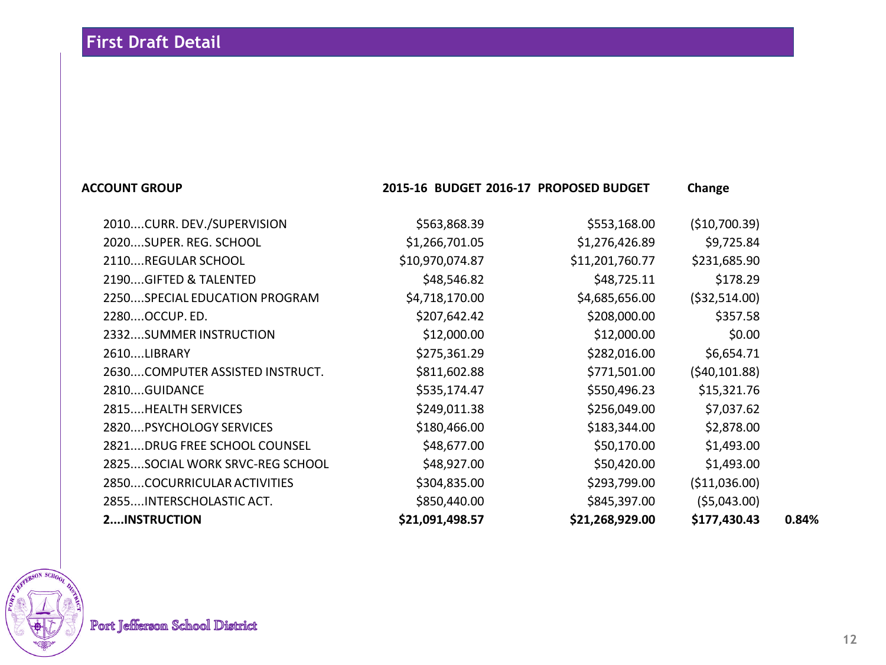## First Draft Detail

| ACCOUNT GROUP | 2015-16 BUDGET | 2016-17 PROPOSED BUDGET | Change | |
|---|---|---|---|---|
| 2010....CURR. DEV./SUPERVISION | $563,868.39 | $553,168.00 | ($10,700.39) | |
| 2020....SUPER. REG. SCHOOL | $1,266,701.05 | $1,276,426.89 | $9,725.84 | |
| 2110....REGULAR SCHOOL | $10,970,074.87 | $11,201,760.77 | $231,685.90 | |
| 2190....GIFTED & TALENTED | $48,546.82 | $48,725.11 | $178.29 | |
| 2250....SPECIAL EDUCATION PROGRAM | $4,718,170.00 | $4,685,656.00 | ($32,514.00) | |
| 2280....OCCUP. ED. | $207,642.42 | $208,000.00 | $357.58 | |
| 2332....SUMMER INSTRUCTION | $12,000.00 | $12,000.00 | $0.00 | |
| 2610....LIBRARY | $275,361.29 | $282,016.00 | $6,654.71 | |
| 2630....COMPUTER ASSISTED INSTRUCT. | $811,602.88 | $771,501.00 | ($40,101.88) | |
| 2810....GUIDANCE | $535,174.47 | $550,496.23 | $15,321.76 | |
| 2815....HEALTH SERVICES | $249,011.38 | $256,049.00 | $7,037.62 | |
| 2820....PSYCHOLOGY SERVICES | $180,466.00 | $183,344.00 | $2,878.00 | |
| 2821....DRUG FREE SCHOOL COUNSEL | $48,677.00 | $50,170.00 | $1,493.00 | |
| 2825....SOCIAL WORK SRVC-REG SCHOOL | $48,927.00 | $50,420.00 | $1,493.00 | |
| 2850....COCURRICULAR ACTIVITIES | $304,835.00 | $293,799.00 | ($11,036.00) | |
| 2855....INTERSCHOLASTIC ACT. | $850,440.00 | $845,397.00 | ($5,043.00) | |
| **2....INSTRUCTION** | **$21,091,498.57** | **$21,268,929.00** | **$177,430.43** | **0.84%** |

Port Jefferson School District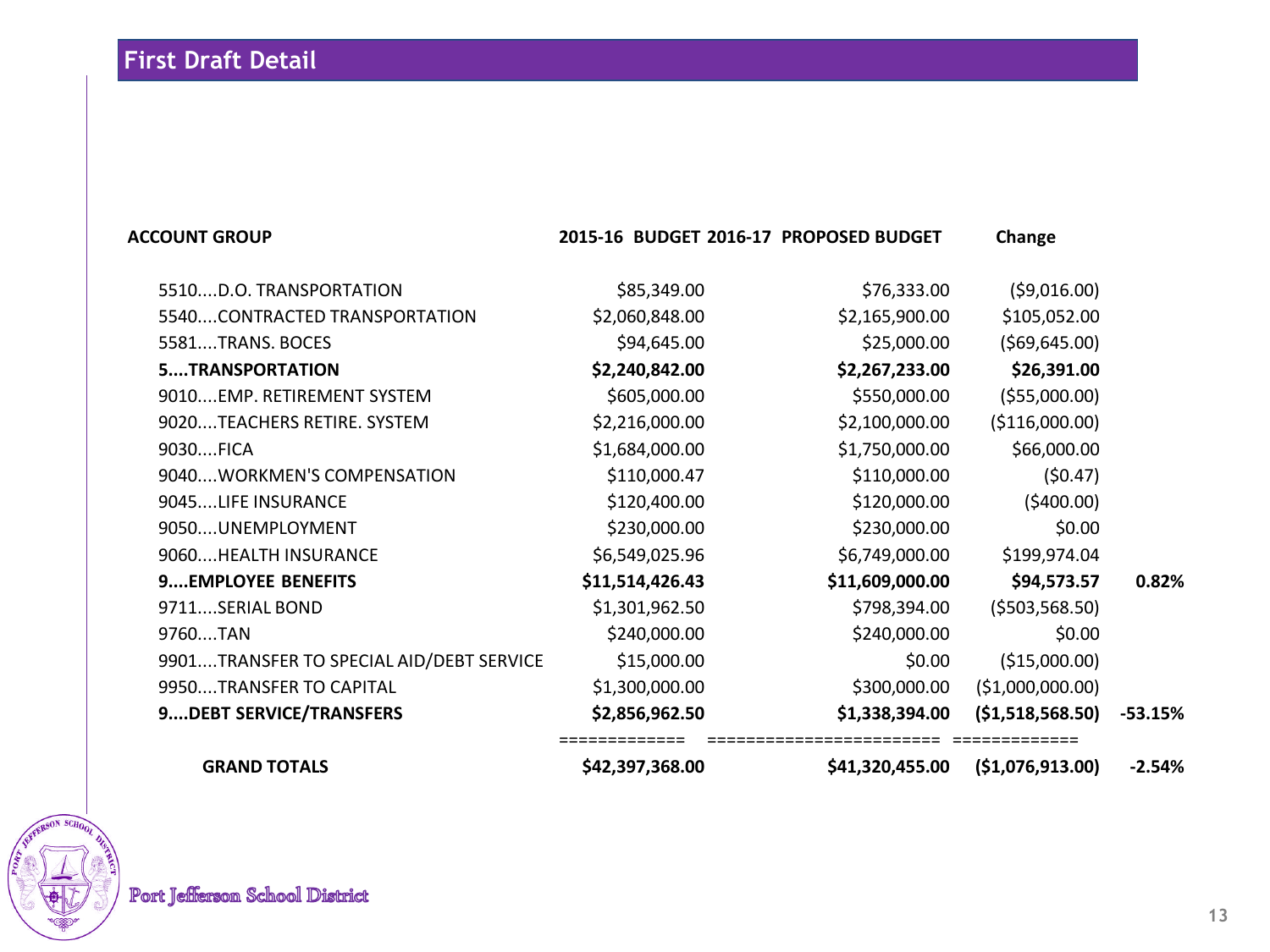## First Draft Detail

| ACCOUNT GROUP | 2015-16 BUDGET | 2016-17 PROPOSED BUDGET | Change | |
|---|---|---|---|---|
| 5510....D.O. TRANSPORTATION | $85,349.00 | $76,333.00 | ($9,016.00) | |
| 5540....CONTRACTED TRANSPORTATION | $2,060,848.00 | $2,165,900.00 | $105,052.00 | |
| 5581....TRANS. BOCES | $94,645.00 | $25,000.00 | ($69,645.00) | |
| **5....TRANSPORTATION** | **$2,240,842.00** | **$2,267,233.00** | **$26,391.00** | |
| 9010....EMP. RETIREMENT SYSTEM | $605,000.00 | $550,000.00 | ($55,000.00) | |
| 9020....TEACHERS RETIRE. SYSTEM | $2,216,000.00 | $2,100,000.00 | ($116,000.00) | |
| 9030....FICA | $1,684,000.00 | $1,750,000.00 | $66,000.00 | |
| 9040....WORKMEN'S COMPENSATION | $110,000.47 | $110,000.00 | ($0.47) | |
| 9045....LIFE INSURANCE | $120,400.00 | $120,000.00 | ($400.00) | |
| 9050....UNEMPLOYMENT | $230,000.00 | $230,000.00 | $0.00 | |
| 9060....HEALTH INSURANCE | $6,549,025.96 | $6,749,000.00 | $199,974.04 | |
| **9....EMPLOYEE BENEFITS** | **$11,514,426.43** | **$11,609,000.00** | **$94,573.57** | **0.82%** |
| 9711....SERIAL BOND | $1,301,962.50 | $798,394.00 | ($503,568.50) | |
| 9760....TAN | $240,000.00 | $240,000.00 | $0.00 | |
| 9901....TRANSFER TO SPECIAL AID/DEBT SERVICE | $15,000.00 | $0.00 | ($15,000.00) | |
| 9950....TRANSFER TO CAPITAL | $1,300,000.00 | $300,000.00 | ($1,000,000.00) | |
| **9....DEBT SERVICE/TRANSFERS** | **$2,856,962.50** | **$1,338,394.00** | **($1,518,568.50)** | **-53.15%** |
| | ============= | ====================== | ============= | |
| **GRAND TOTALS** | **$42,397,368.00** | **$41,320,455.00** | **($1,076,913.00)** | **-2.54%** |

Port Jefferson School District